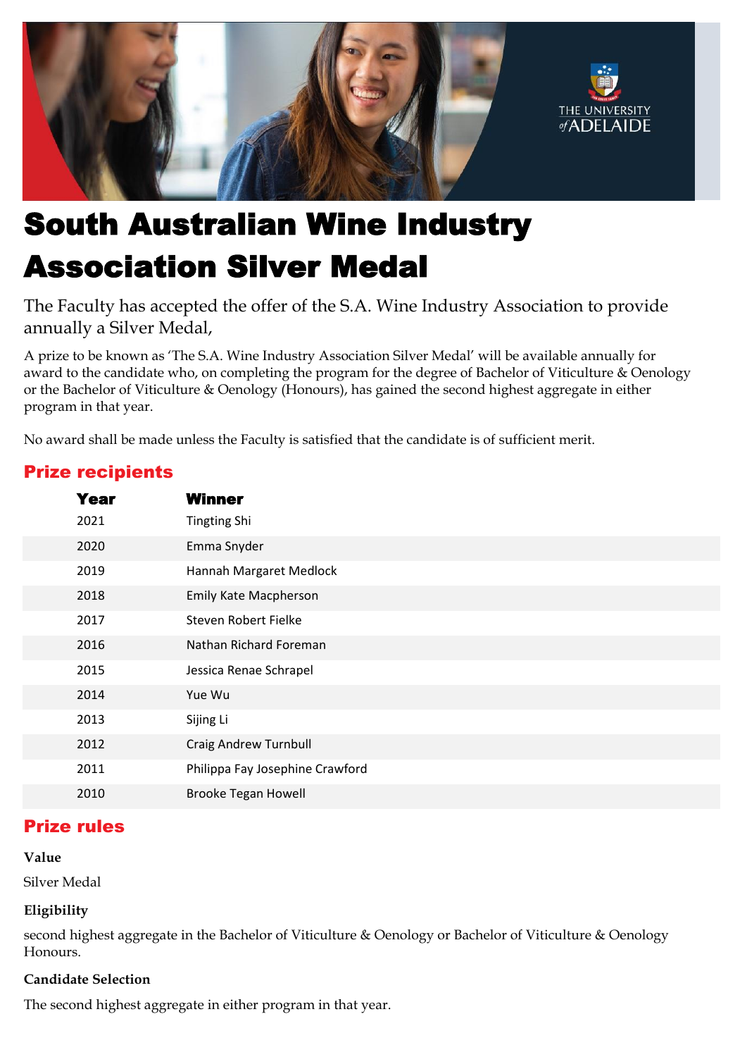# South Australian Wine Industry Association Silver Medal

The Faculty has accepted the offer of the S.A. Wine Industry Association to provide annually a Silver Medal,

A prize to be known as 'The S.A. Wine Industry Association Silver Medal' will be available annually for award to the candidate who, on completing the program for the degree of Bachelor of Viticulture & Oenology or the Bachelor of Viticulture & Oenology (Honours), has gained the second highest aggregate in either program in that year.

No award shall be made unless the Faculty is satisfied that the candidate is of sufficient merit.

## Prize recipients

| Year | Winner |
|---|---|
| 2021 | Tingting Shi |
| 2020 | Emma Snyder |
| 2019 | Hannah Margaret Medlock |
| 2018 | Emily Kate Macpherson |
| 2017 | Steven Robert Fielke |
| 2016 | Nathan Richard Foreman |
| 2015 | Jessica Renae Schrapel |
| 2014 | Yue Wu |
| 2013 | Sijing Li |
| 2012 | Craig Andrew Turnbull |
| 2011 | Philippa Fay Josephine Crawford |
| 2010 | Brooke Tegan Howell |

## Prize rules

**Value**

Silver Medal

**Eligibility**

second highest aggregate in the Bachelor of Viticulture & Oenology or Bachelor of Viticulture & Oenology Honours.

**Candidate Selection**

The second highest aggregate in either program in that year.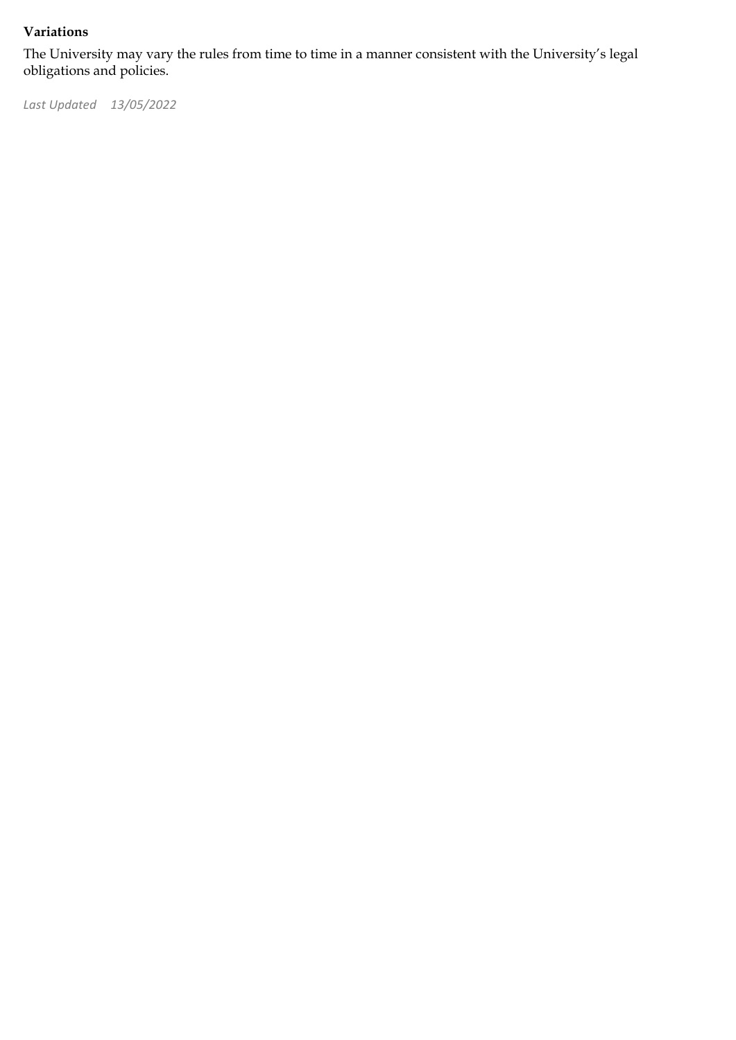**Variations**

The University may vary the rules from time to time in a manner consistent with the University's legal obligations and policies.

*Last Updated 13/05/2022*